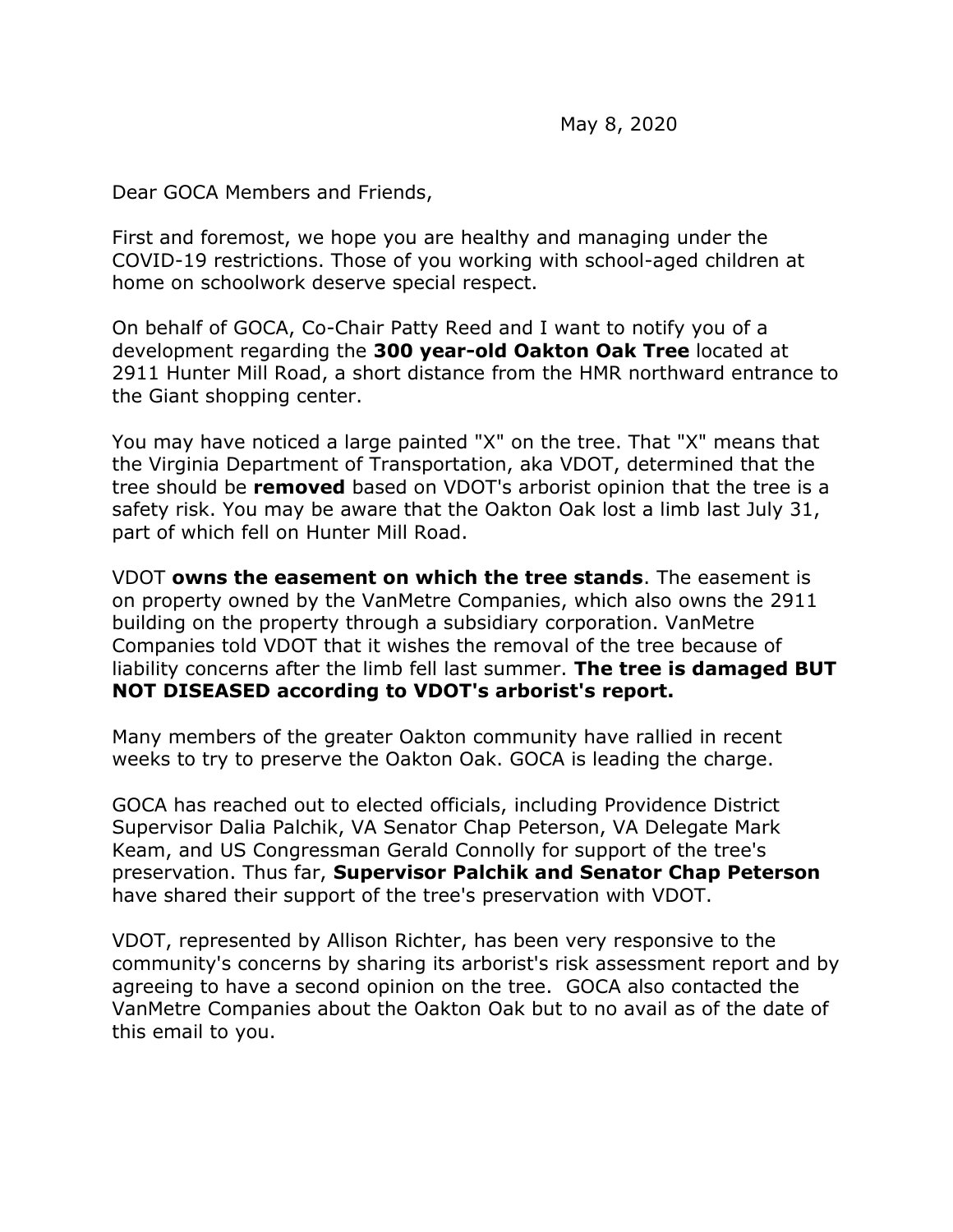May 8, 2020

Dear GOCA Members and Friends,

First and foremost, we hope you are healthy and managing under the COVID-19 restrictions. Those of you working with school-aged children at home on schoolwork deserve special respect.

On behalf of GOCA, Co-Chair Patty Reed and I want to notify you of a development regarding the **300 year-old Oakton Oak Tree** located at 2911 Hunter Mill Road, a short distance from the HMR northward entrance to the Giant shopping center.

You may have noticed a large painted "X" on the tree. That "X" means that the Virginia Department of Transportation, aka VDOT, determined that the tree should be **removed** based on VDOT's arborist opinion that the tree is a safety risk. You may be aware that the Oakton Oak lost a limb last July 31, part of which fell on Hunter Mill Road.

VDOT **owns the easement on which the tree stands**. The easement is on property owned by the VanMetre Companies, which also owns the 2911 building on the property through a subsidiary corporation. VanMetre Companies told VDOT that it wishes the removal of the tree because of liability concerns after the limb fell last summer. **The tree is damaged BUT NOT DISEASED according to VDOT's arborist's report.**

Many members of the greater Oakton community have rallied in recent weeks to try to preserve the Oakton Oak. GOCA is leading the charge.

GOCA has reached out to elected officials, including Providence District Supervisor Dalia Palchik, VA Senator Chap Peterson, VA Delegate Mark Keam, and US Congressman Gerald Connolly for support of the tree's preservation. Thus far, **Supervisor Palchik and Senator Chap Peterson** have shared their support of the tree's preservation with VDOT.

VDOT, represented by Allison Richter, has been very responsive to the community's concerns by sharing its arborist's risk assessment report and by agreeing to have a second opinion on the tree. GOCA also contacted the VanMetre Companies about the Oakton Oak but to no avail as of the date of this email to you.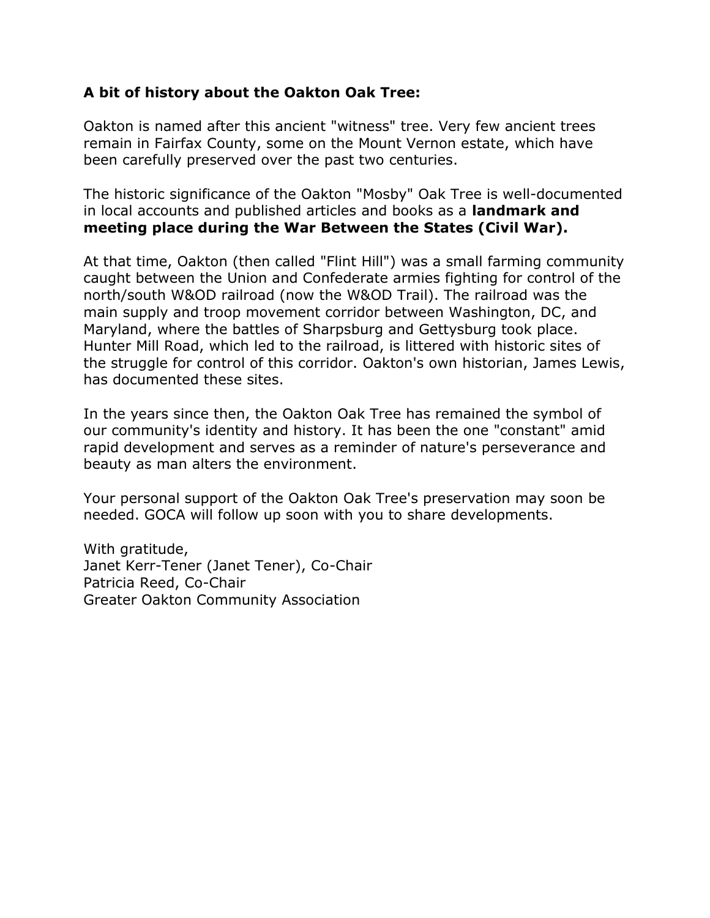**A bit of history about the Oakton Oak Tree:**

Oakton is named after this ancient "witness" tree. Very few ancient trees remain in Fairfax County, some on the Mount Vernon estate, which have been carefully preserved over the past two centuries.

The historic significance of the Oakton "Mosby" Oak Tree is well-documented in local accounts and published articles and books as a **landmark and meeting place during the War Between the States (Civil War).**

At that time, Oakton (then called "Flint Hill") was a small farming community caught between the Union and Confederate armies fighting for control of the north/south W&OD railroad (now the W&OD Trail). The railroad was the main supply and troop movement corridor between Washington, DC, and Maryland, where the battles of Sharpsburg and Gettysburg took place. Hunter Mill Road, which led to the railroad, is littered with historic sites of the struggle for control of this corridor. Oakton's own historian, James Lewis, has documented these sites.

In the years since then, the Oakton Oak Tree has remained the symbol of our community's identity and history. It has been the one "constant" amid rapid development and serves as a reminder of nature's perseverance and beauty as man alters the environment.

Your personal support of the Oakton Oak Tree's preservation may soon be needed. GOCA will follow up soon with you to share developments.

With gratitude,
Janet Kerr-Tener (Janet Tener), Co-Chair
Patricia Reed, Co-Chair
Greater Oakton Community Association